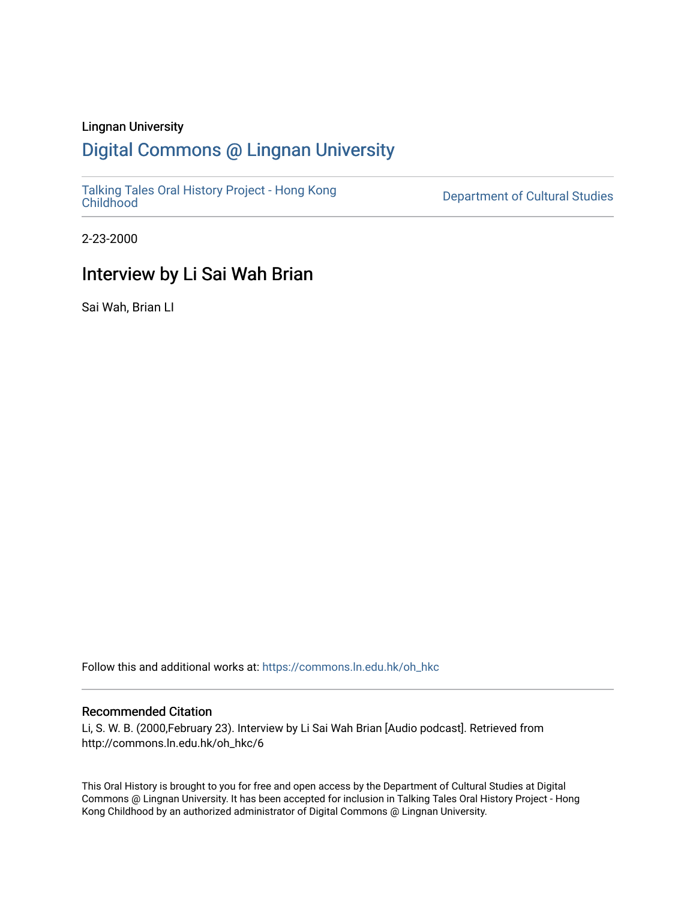Lingnan University

# Digital Commons @ Lingnan University

Talking Tales Oral History Project - Hong Kong Childhood

Department of Cultural Studies

2-23-2000

## Interview by Li Sai Wah Brian

Sai Wah, Brian LI

Follow this and additional works at: https://commons.ln.edu.hk/oh_hkc

### Recommended Citation

Li, S. W. B. (2000,February 23). Interview by Li Sai Wah Brian [Audio podcast]. Retrieved from http://commons.ln.edu.hk/oh_hkc/6

This Oral History is brought to you for free and open access by the Department of Cultural Studies at Digital Commons @ Lingnan University. It has been accepted for inclusion in Talking Tales Oral History Project - Hong Kong Childhood by an authorized administrator of Digital Commons @ Lingnan University.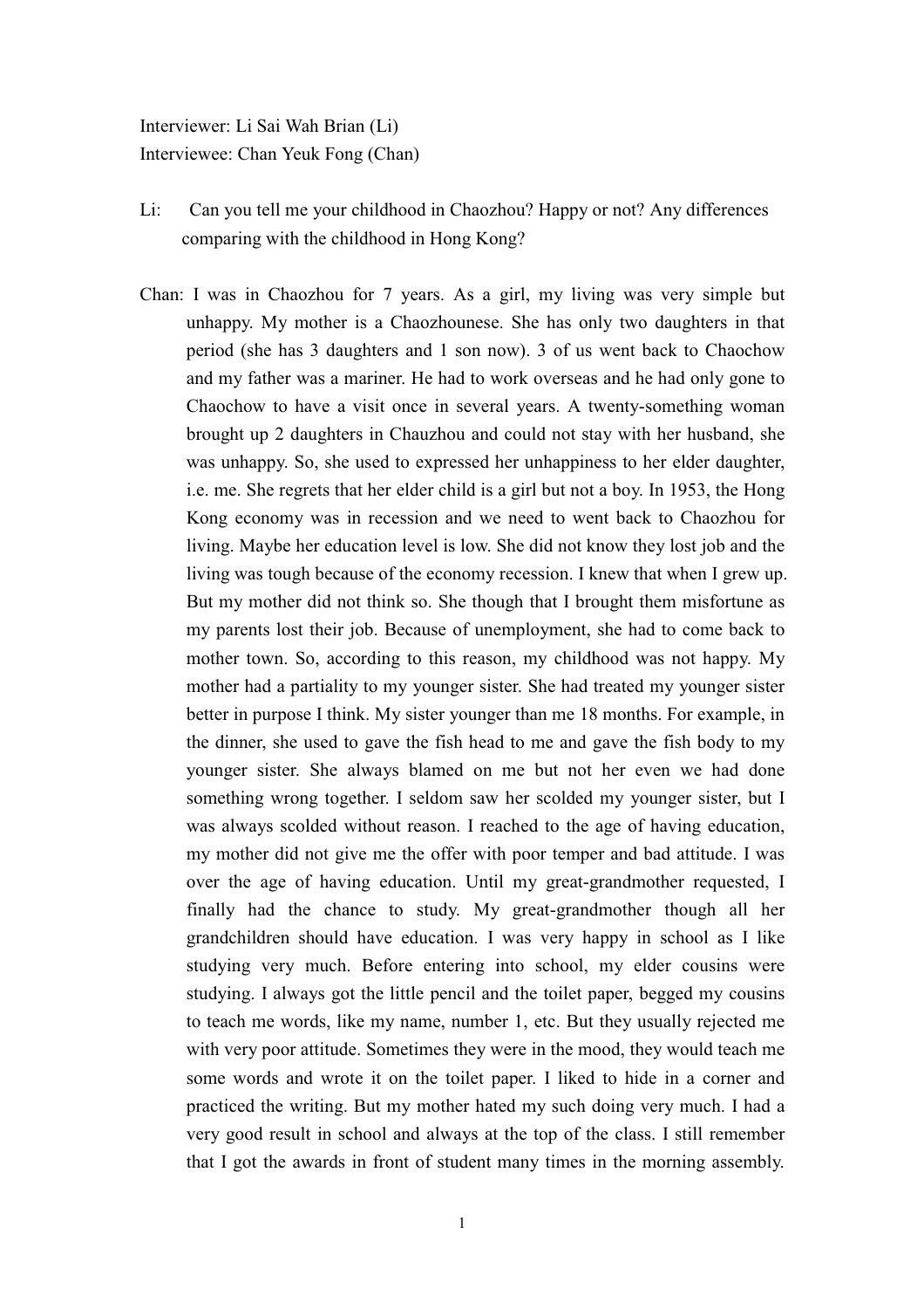Interviewer: Li Sai Wah Brian (Li)
Interviewee: Chan Yeuk Fong (Chan)

Li: Can you tell me your childhood in Chaozhou? Happy or not? Any differences comparing with the childhood in Hong Kong?

Chan: I was in Chaozhou for 7 years. As a girl, my living was very simple but unhappy. My mother is a Chaozhounese. She has only two daughters in that period (she has 3 daughters and 1 son now). 3 of us went back to Chaochow and my father was a mariner. He had to work overseas and he had only gone to Chaochow to have a visit once in several years. A twenty-something woman brought up 2 daughters in Chauzhou and could not stay with her husband, she was unhappy. So, she used to expressed her unhappiness to her elder daughter, i.e. me. She regrets that her elder child is a girl but not a boy. In 1953, the Hong Kong economy was in recession and we need to went back to Chaozhou for living. Maybe her education level is low. She did not know they lost job and the living was tough because of the economy recession. I knew that when I grew up. But my mother did not think so. She though that I brought them misfortune as my parents lost their job. Because of unemployment, she had to come back to mother town. So, according to this reason, my childhood was not happy. My mother had a partiality to my younger sister. She had treated my younger sister better in purpose I think. My sister younger than me 18 months. For example, in the dinner, she used to gave the fish head to me and gave the fish body to my younger sister. She always blamed on me but not her even we had done something wrong together. I seldom saw her scolded my younger sister, but I was always scolded without reason. I reached to the age of having education, my mother did not give me the offer with poor temper and bad attitude. I was over the age of having education. Until my great-grandmother requested, I finally had the chance to study. My great-grandmother though all her grandchildren should have education. I was very happy in school as I like studying very much. Before entering into school, my elder cousins were studying. I always got the little pencil and the toilet paper, begged my cousins to teach me words, like my name, number 1, etc. But they usually rejected me with very poor attitude. Sometimes they were in the mood, they would teach me some words and wrote it on the toilet paper. I liked to hide in a corner and practiced the writing. But my mother hated my such doing very much. I had a very good result in school and always at the top of the class. I still remember that I got the awards in front of student many times in the morning assembly.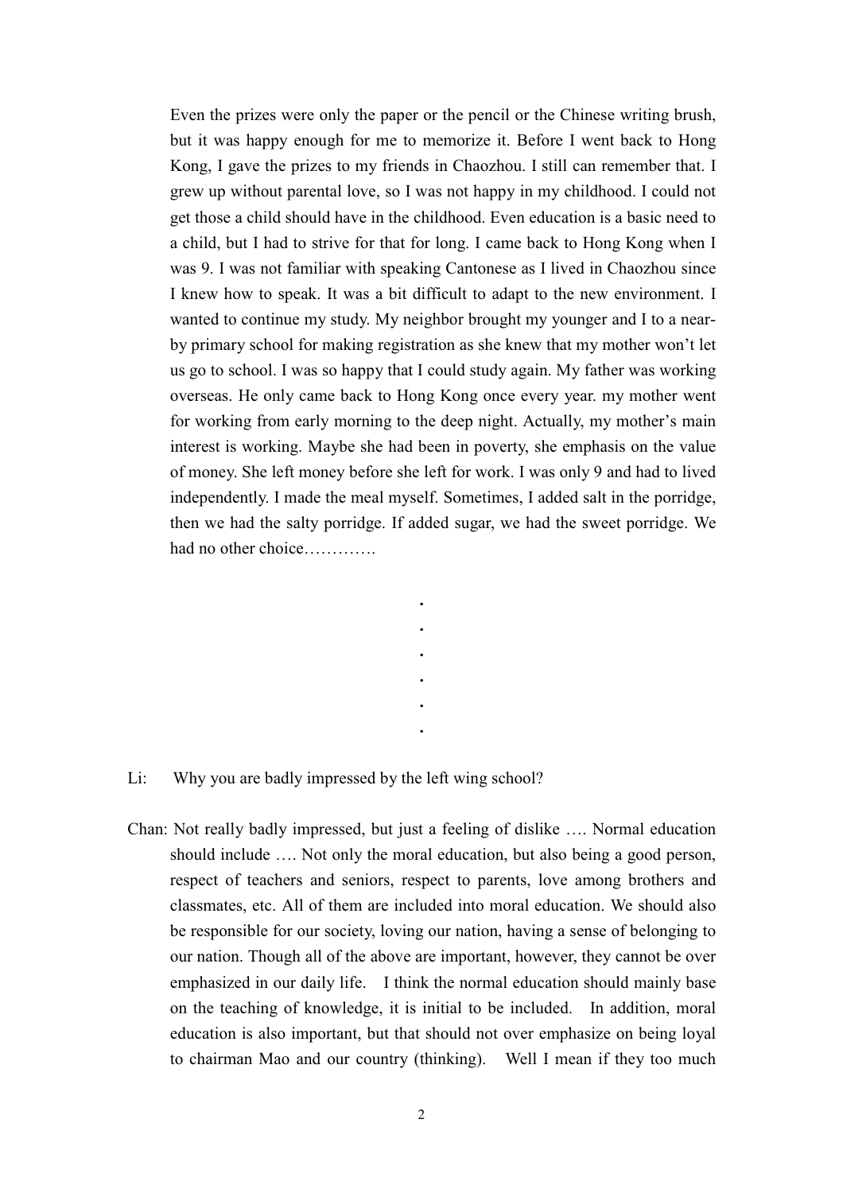Even the prizes were only the paper or the pencil or the Chinese writing brush, but it was happy enough for me to memorize it. Before I went back to Hong Kong, I gave the prizes to my friends in Chaozhou. I still can remember that. I grew up without parental love, so I was not happy in my childhood. I could not get those a child should have in the childhood. Even education is a basic need to a child, but I had to strive for that for long. I came back to Hong Kong when I was 9. I was not familiar with speaking Cantonese as I lived in Chaozhou since I knew how to speak. It was a bit difficult to adapt to the new environment. I wanted to continue my study. My neighbor brought my younger and I to a near-by primary school for making registration as she knew that my mother won't let us go to school. I was so happy that I could study again. My father was working overseas. He only came back to Hong Kong once every year. my mother went for working from early morning to the deep night. Actually, my mother's main interest is working. Maybe she had been in poverty, she emphasis on the value of money. She left money before she left for work. I was only 9 and had to lived independently. I made the meal myself. Sometimes, I added salt in the porridge, then we had the salty porridge. If added sugar, we had the sweet porridge. We had no other choice………….

.
.
.
.
.
.

Li: Why you are badly impressed by the left wing school?

Chan: Not really badly impressed, but just a feeling of dislike …. Normal education should include …. Not only the moral education, but also being a good person, respect of teachers and seniors, respect to parents, love among brothers and classmates, etc. All of them are included into moral education. We should also be responsible for our society, loving our nation, having a sense of belonging to our nation. Though all of the above are important, however, they cannot be over emphasized in our daily life. I think the normal education should mainly base on the teaching of knowledge, it is initial to be included. In addition, moral education is also important, but that should not over emphasize on being loyal to chairman Mao and our country (thinking). Well I mean if they too much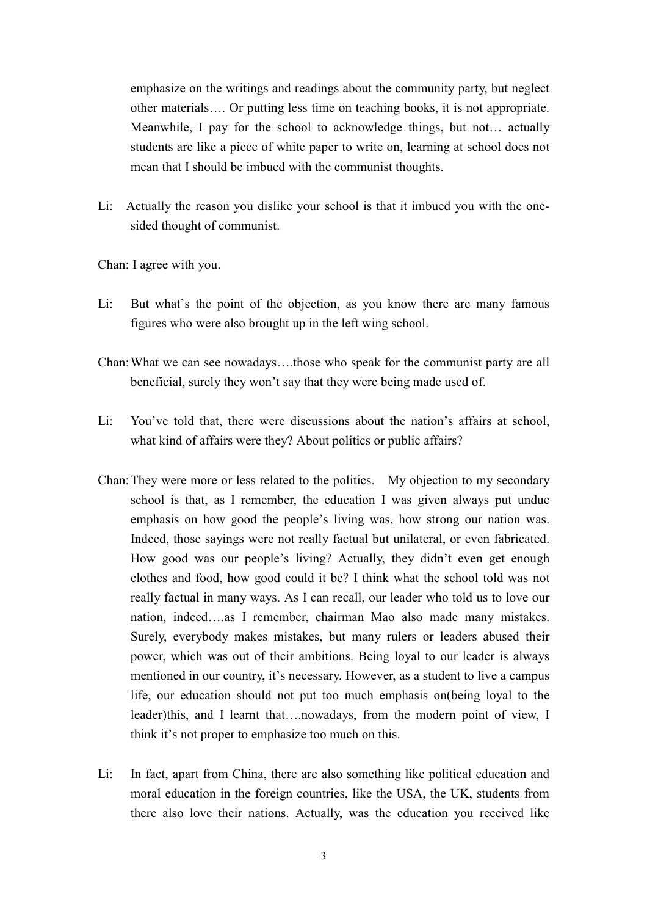emphasize on the writings and readings about the community party, but neglect other materials…. Or putting less time on teaching books, it is not appropriate. Meanwhile, I pay for the school to acknowledge things, but not… actually students are like a piece of white paper to write on, learning at school does not mean that I should be imbued with the communist thoughts.

Li: Actually the reason you dislike your school is that it imbued you with the one-sided thought of communist.

Chan: I agree with you.

Li: But what's the point of the objection, as you know there are many famous figures who were also brought up in the left wing school.

Chan: What we can see nowadays….those who speak for the communist party are all beneficial, surely they won't say that they were being made used of.

Li: You've told that, there were discussions about the nation's affairs at school, what kind of affairs were they? About politics or public affairs?

Chan: They were more or less related to the politics. My objection to my secondary school is that, as I remember, the education I was given always put undue emphasis on how good the people's living was, how strong our nation was. Indeed, those sayings were not really factual but unilateral, or even fabricated. How good was our people's living? Actually, they didn't even get enough clothes and food, how good could it be? I think what the school told was not really factual in many ways. As I can recall, our leader who told us to love our nation, indeed….as I remember, chairman Mao also made many mistakes. Surely, everybody makes mistakes, but many rulers or leaders abused their power, which was out of their ambitions. Being loyal to our leader is always mentioned in our country, it's necessary. However, as a student to live a campus life, our education should not put too much emphasis on(being loyal to the leader)this, and I learnt that….nowadays, from the modern point of view, I think it's not proper to emphasize too much on this.

Li: In fact, apart from China, there are also something like political education and moral education in the foreign countries, like the USA, the UK, students from there also love their nations. Actually, was the education you received like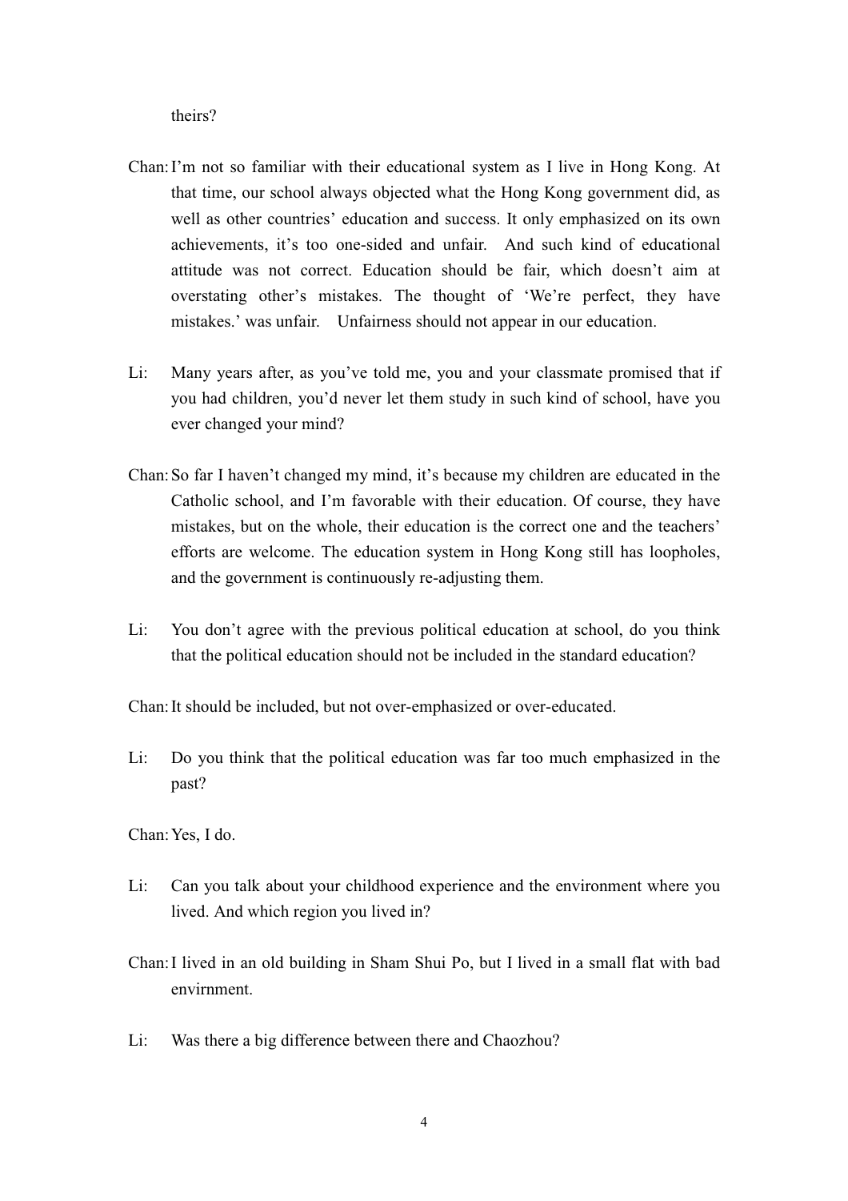theirs?

Chan: I'm not so familiar with their educational system as I live in Hong Kong. At that time, our school always objected what the Hong Kong government did, as well as other countries' education and success. It only emphasized on its own achievements, it's too one-sided and unfair. And such kind of educational attitude was not correct. Education should be fair, which doesn't aim at overstating other's mistakes. The thought of 'We're perfect, they have mistakes.' was unfair. Unfairness should not appear in our education.

Li: Many years after, as you've told me, you and your classmate promised that if you had children, you'd never let them study in such kind of school, have you ever changed your mind?

Chan: So far I haven't changed my mind, it's because my children are educated in the Catholic school, and I'm favorable with their education. Of course, they have mistakes, but on the whole, their education is the correct one and the teachers' efforts are welcome. The education system in Hong Kong still has loopholes, and the government is continuously re-adjusting them.

Li: You don't agree with the previous political education at school, do you think that the political education should not be included in the standard education?

Chan: It should be included, but not over-emphasized or over-educated.

Li: Do you think that the political education was far too much emphasized in the past?

Chan: Yes, I do.

Li: Can you talk about your childhood experience and the environment where you lived. And which region you lived in?

Chan: I lived in an old building in Sham Shui Po, but I lived in a small flat with bad envirnment.

Li: Was there a big difference between there and Chaozhou?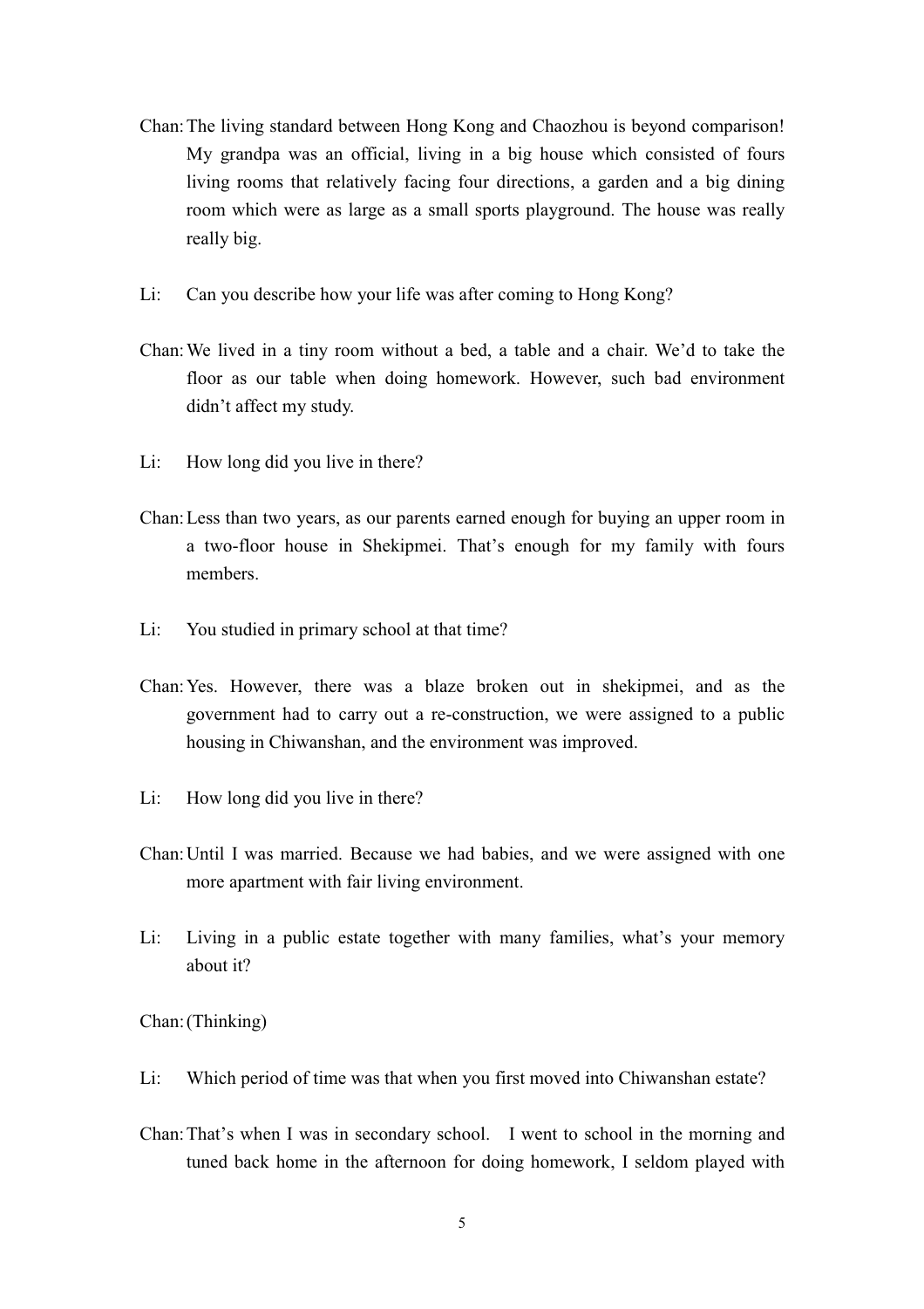Chan: The living standard between Hong Kong and Chaozhou is beyond comparison! My grandpa was an official, living in a big house which consisted of fours living rooms that relatively facing four directions, a garden and a big dining room which were as large as a small sports playground. The house was really really big.

Li: Can you describe how your life was after coming to Hong Kong?

Chan: We lived in a tiny room without a bed, a table and a chair. We'd to take the floor as our table when doing homework. However, such bad environment didn't affect my study.

Li: How long did you live in there?

Chan: Less than two years, as our parents earned enough for buying an upper room in a two-floor house in Shekipmei. That's enough for my family with fours members.

Li: You studied in primary school at that time?

Chan: Yes. However, there was a blaze broken out in shekipmei, and as the government had to carry out a re-construction, we were assigned to a public housing in Chiwanshan, and the environment was improved.

Li: How long did you live in there?

Chan: Until I was married. Because we had babies, and we were assigned with one more apartment with fair living environment.

Li: Living in a public estate together with many families, what's your memory about it?

Chan: (Thinking)

Li: Which period of time was that when you first moved into Chiwanshan estate?

Chan: That's when I was in secondary school. I went to school in the morning and tuned back home in the afternoon for doing homework, I seldom played with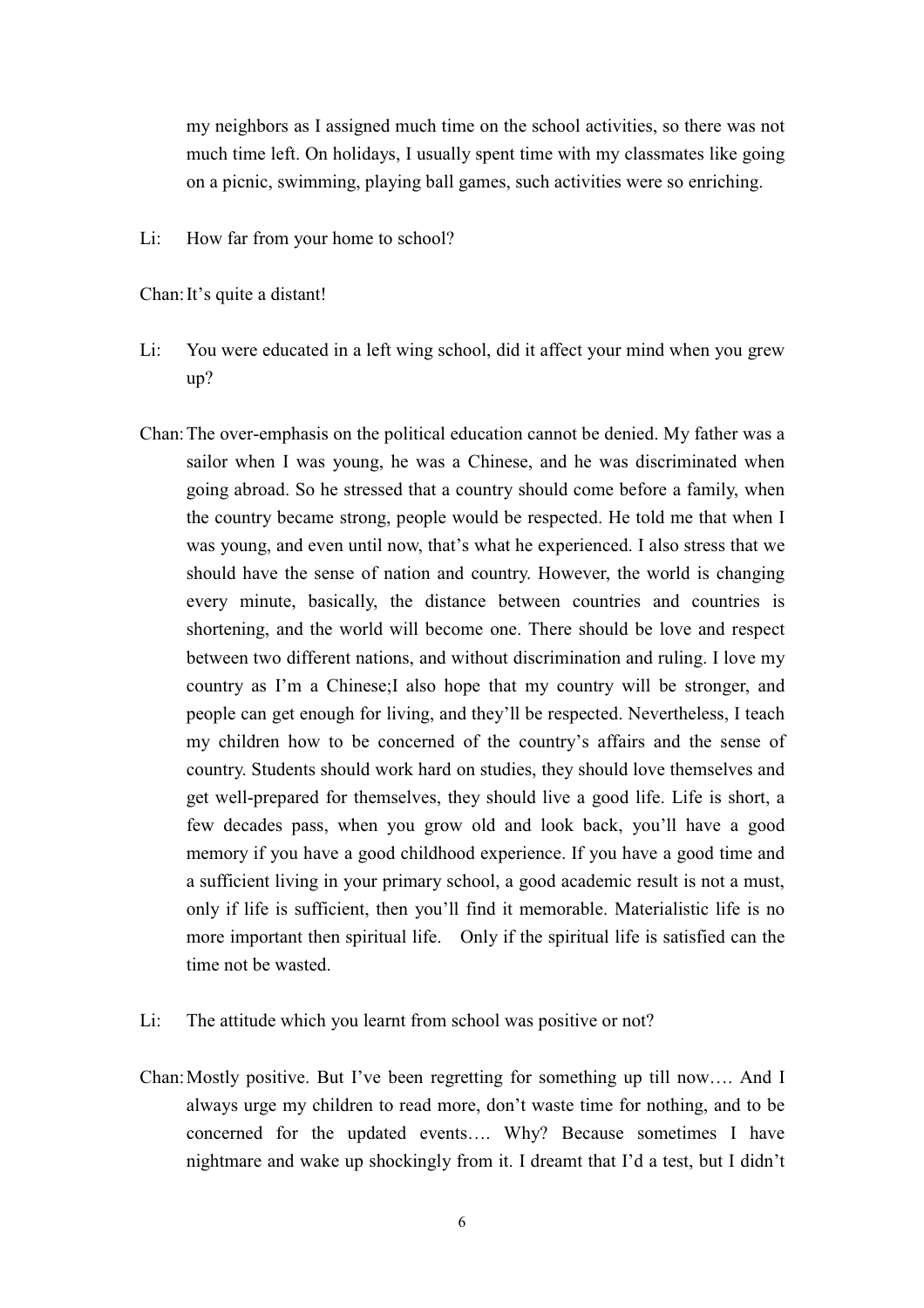my neighbors as I assigned much time on the school activities, so there was not much time left. On holidays, I usually spent time with my classmates like going on a picnic, swimming, playing ball games, such activities were so enriching.

Li: How far from your home to school?

Chan: It's quite a distant!

Li: You were educated in a left wing school, did it affect your mind when you grew up?

Chan: The over-emphasis on the political education cannot be denied. My father was a sailor when I was young, he was a Chinese, and he was discriminated when going abroad. So he stressed that a country should come before a family, when the country became strong, people would be respected. He told me that when I was young, and even until now, that's what he experienced. I also stress that we should have the sense of nation and country. However, the world is changing every minute, basically, the distance between countries and countries is shortening, and the world will become one. There should be love and respect between two different nations, and without discrimination and ruling. I love my country as I'm a Chinese;I also hope that my country will be stronger, and people can get enough for living, and they'll be respected. Nevertheless, I teach my children how to be concerned of the country's affairs and the sense of country. Students should work hard on studies, they should love themselves and get well-prepared for themselves, they should live a good life. Life is short, a few decades pass, when you grow old and look back, you'll have a good memory if you have a good childhood experience. If you have a good time and a sufficient living in your primary school, a good academic result is not a must, only if life is sufficient, then you'll find it memorable. Materialistic life is no more important then spiritual life. Only if the spiritual life is satisfied can the time not be wasted.

Li: The attitude which you learnt from school was positive or not?

Chan: Mostly positive. But I've been regretting for something up till now…. And I always urge my children to read more, don't waste time for nothing, and to be concerned for the updated events…. Why? Because sometimes I have nightmare and wake up shockingly from it. I dreamt that I'd a test, but I didn't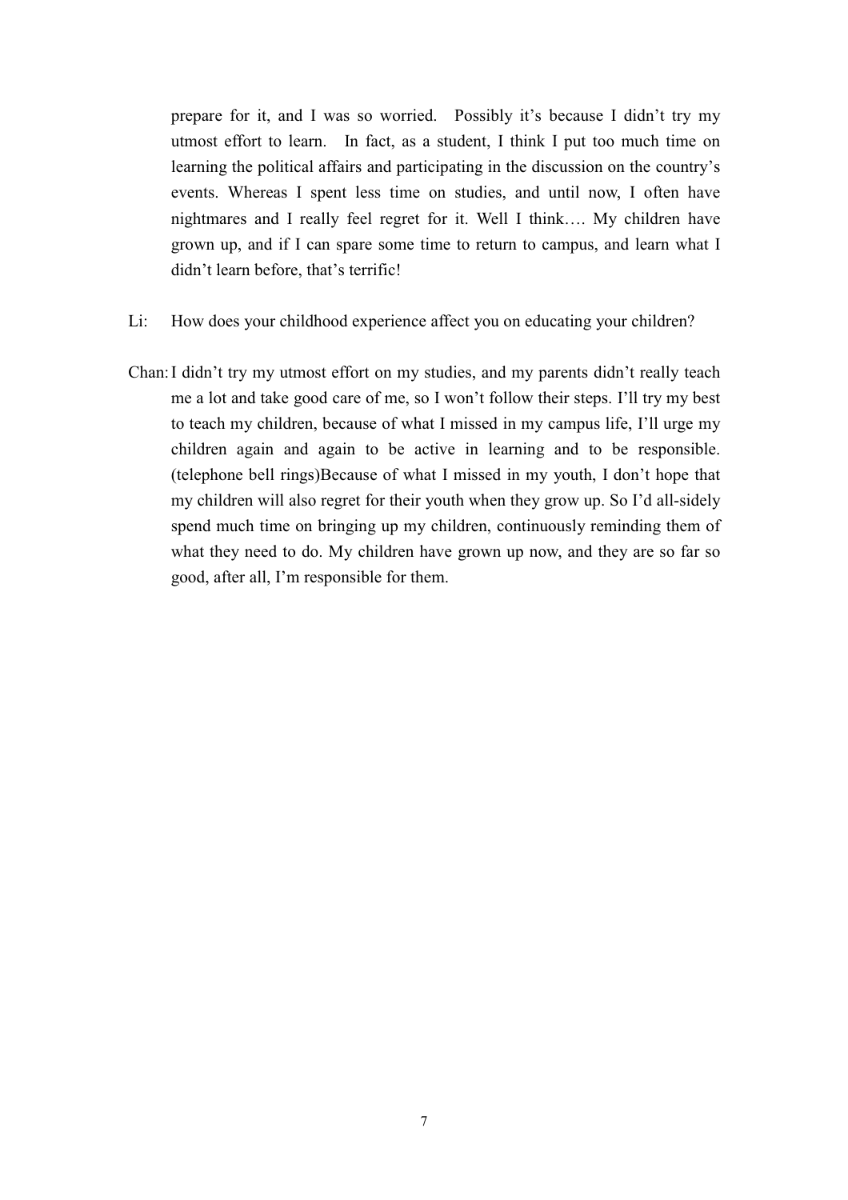prepare for it, and I was so worried. Possibly it's because I didn't try my utmost effort to learn. In fact, as a student, I think I put too much time on learning the political affairs and participating in the discussion on the country's events. Whereas I spent less time on studies, and until now, I often have nightmares and I really feel regret for it. Well I think…. My children have grown up, and if I can spare some time to return to campus, and learn what I didn't learn before, that's terrific!

Li: How does your childhood experience affect you on educating your children?

Chan: I didn't try my utmost effort on my studies, and my parents didn't really teach me a lot and take good care of me, so I won't follow their steps. I'll try my best to teach my children, because of what I missed in my campus life, I'll urge my children again and again to be active in learning and to be responsible. (telephone bell rings)Because of what I missed in my youth, I don't hope that my children will also regret for their youth when they grow up. So I'd all-sidely spend much time on bringing up my children, continuously reminding them of what they need to do. My children have grown up now, and they are so far so good, after all, I'm responsible for them.